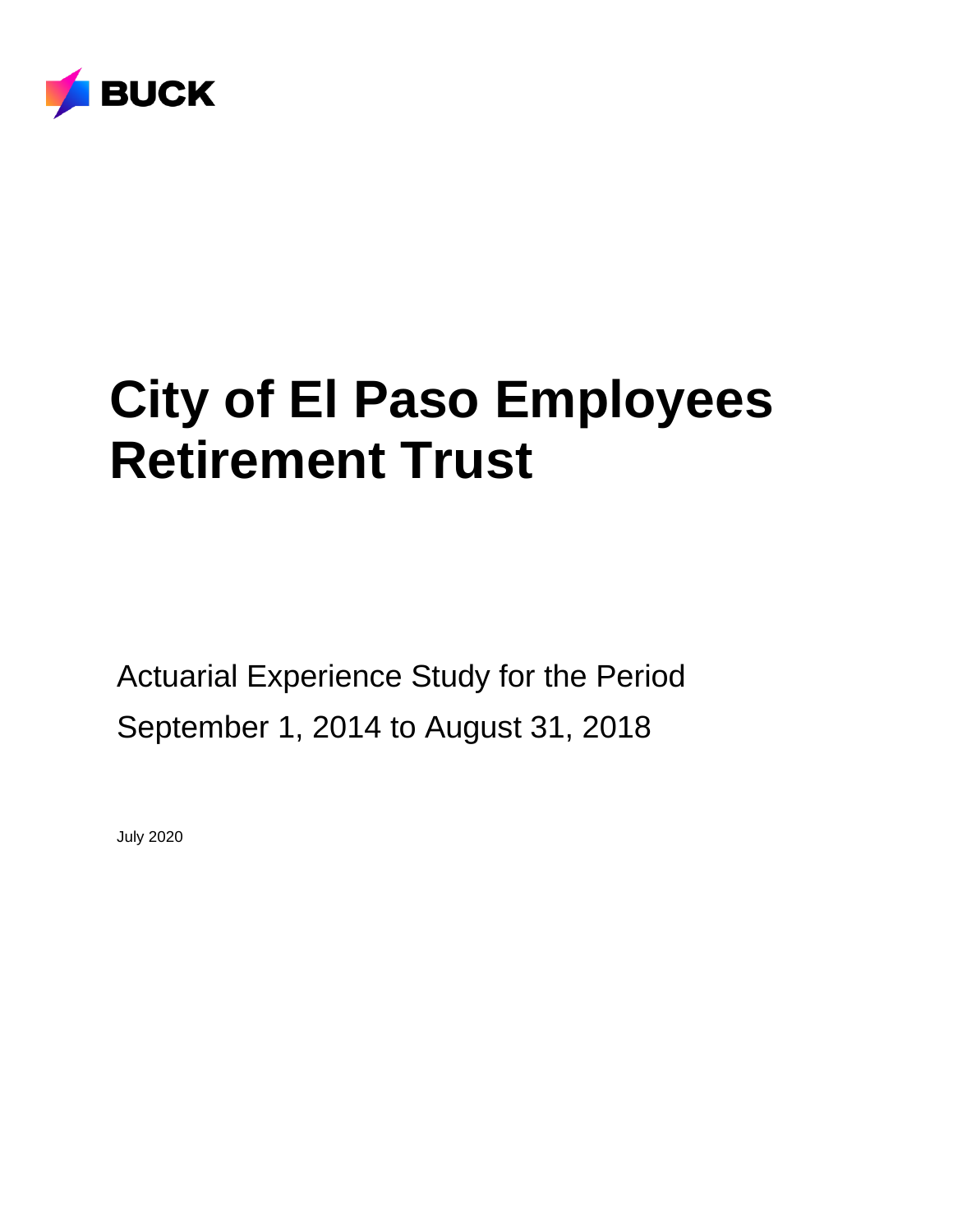BUCK

# City of El Paso Employees Retirement Trust

Actuarial Experience Study for the Period

September 1, 2014 to August 31, 2018

July 2020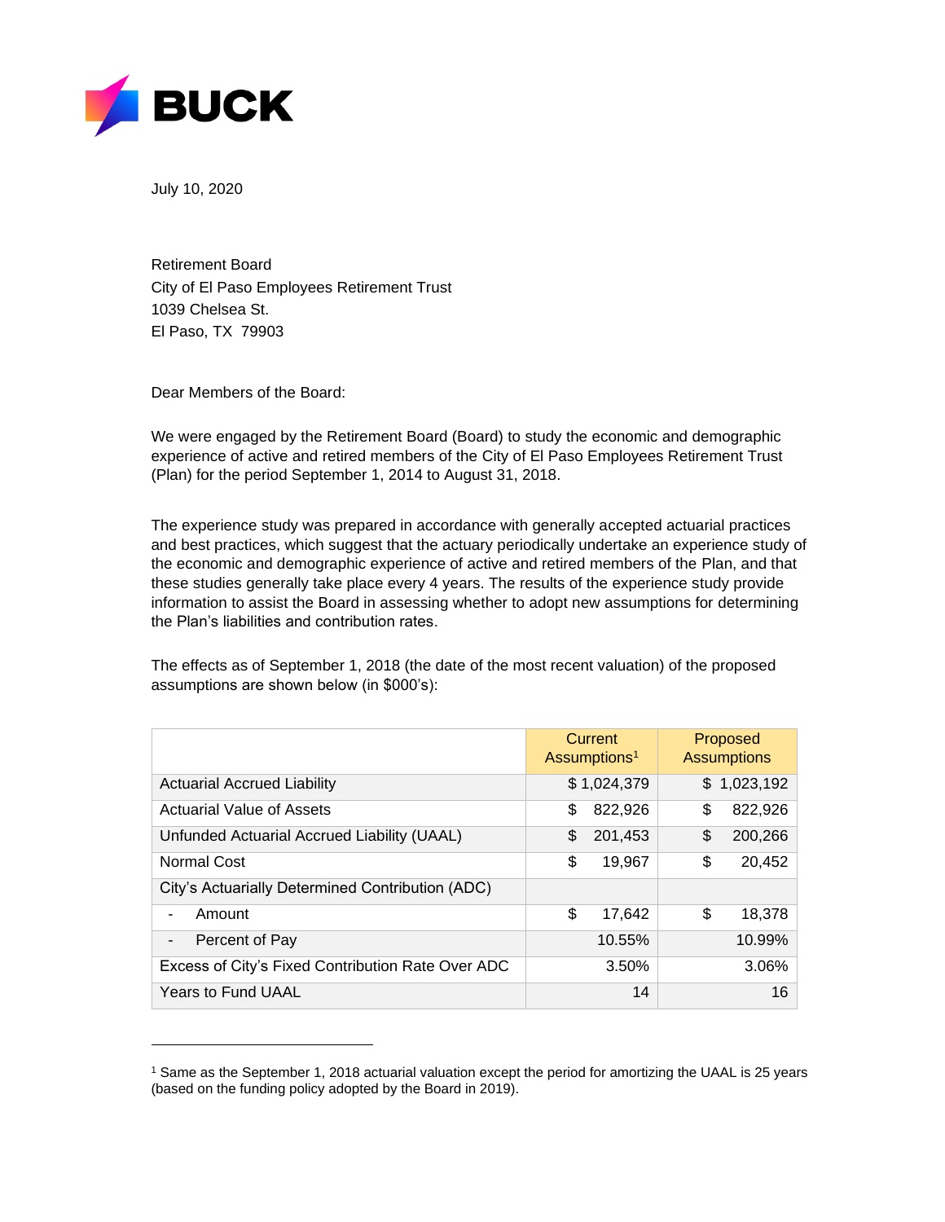**BUCK**

July 10, 2020

Retirement Board
City of El Paso Employees Retirement Trust
1039 Chelsea St.
El Paso, TX  79903

Dear Members of the Board:

We were engaged by the Retirement Board (Board) to study the economic and demographic experience of active and retired members of the City of El Paso Employees Retirement Trust (Plan) for the period September 1, 2014 to August 31, 2018.

The experience study was prepared in accordance with generally accepted actuarial practices and best practices, which suggest that the actuary periodically undertake an experience study of the economic and demographic experience of active and retired members of the Plan, and that these studies generally take place every 4 years. The results of the experience study provide information to assist the Board in assessing whether to adopt new assumptions for determining the Plan's liabilities and contribution rates.

The effects as of September 1, 2018 (the date of the most recent valuation) of the proposed assumptions are shown below (in $000's):

| | Current Assumptions[1] | Proposed Assumptions |
|---|---|---|
| Actuarial Accrued Liability | $ 1,024,379 | $ 1,023,192 |
| Actuarial Value of Assets | $ 822,926 | $ 822,926 |
| Unfunded Actuarial Accrued Liability (UAAL) | $ 201,453 | $ 200,266 |
| Normal Cost | $ 19,967 | $ 20,452 |
| City's Actuarially Determined Contribution (ADC) | | |
| - Amount | $ 17,642 | $ 18,378 |
| - Percent of Pay | 10.55% | 10.99% |
| Excess of City's Fixed Contribution Rate Over ADC | 3.50% | 3.06% |
| Years to Fund UAAL | 14 | 16 |

[1] Same as the September 1, 2018 actuarial valuation except the period for amortizing the UAAL is 25 years (based on the funding policy adopted by the Board in 2019).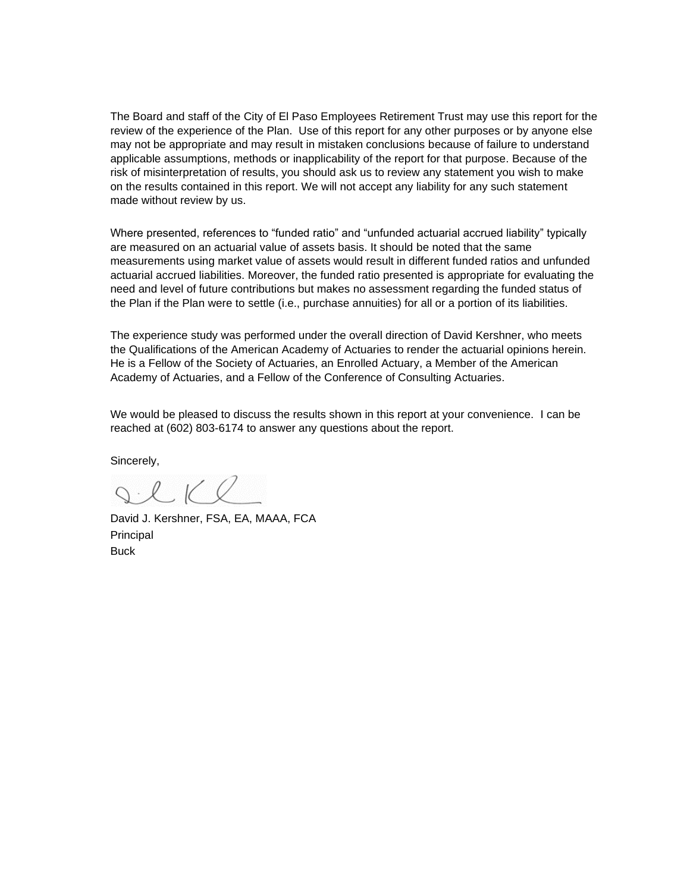The Board and staff of the City of El Paso Employees Retirement Trust may use this report for the review of the experience of the Plan. Use of this report for any other purposes or by anyone else may not be appropriate and may result in mistaken conclusions because of failure to understand applicable assumptions, methods or inapplicability of the report for that purpose. Because of the risk of misinterpretation of results, you should ask us to review any statement you wish to make on the results contained in this report. We will not accept any liability for any such statement made without review by us.

Where presented, references to "funded ratio" and "unfunded actuarial accrued liability" typically are measured on an actuarial value of assets basis. It should be noted that the same measurements using market value of assets would result in different funded ratios and unfunded actuarial accrued liabilities. Moreover, the funded ratio presented is appropriate for evaluating the need and level of future contributions but makes no assessment regarding the funded status of the Plan if the Plan were to settle (i.e., purchase annuities) for all or a portion of its liabilities.

The experience study was performed under the overall direction of David Kershner, who meets the Qualifications of the American Academy of Actuaries to render the actuarial opinions herein. He is a Fellow of the Society of Actuaries, an Enrolled Actuary, a Member of the American Academy of Actuaries, and a Fellow of the Conference of Consulting Actuaries.

We would be pleased to discuss the results shown in this report at your convenience. I can be reached at (602) 803-6174 to answer any questions about the report.

Sincerely,

David J. Kershner, FSA, EA, MAAA, FCA
Principal
Buck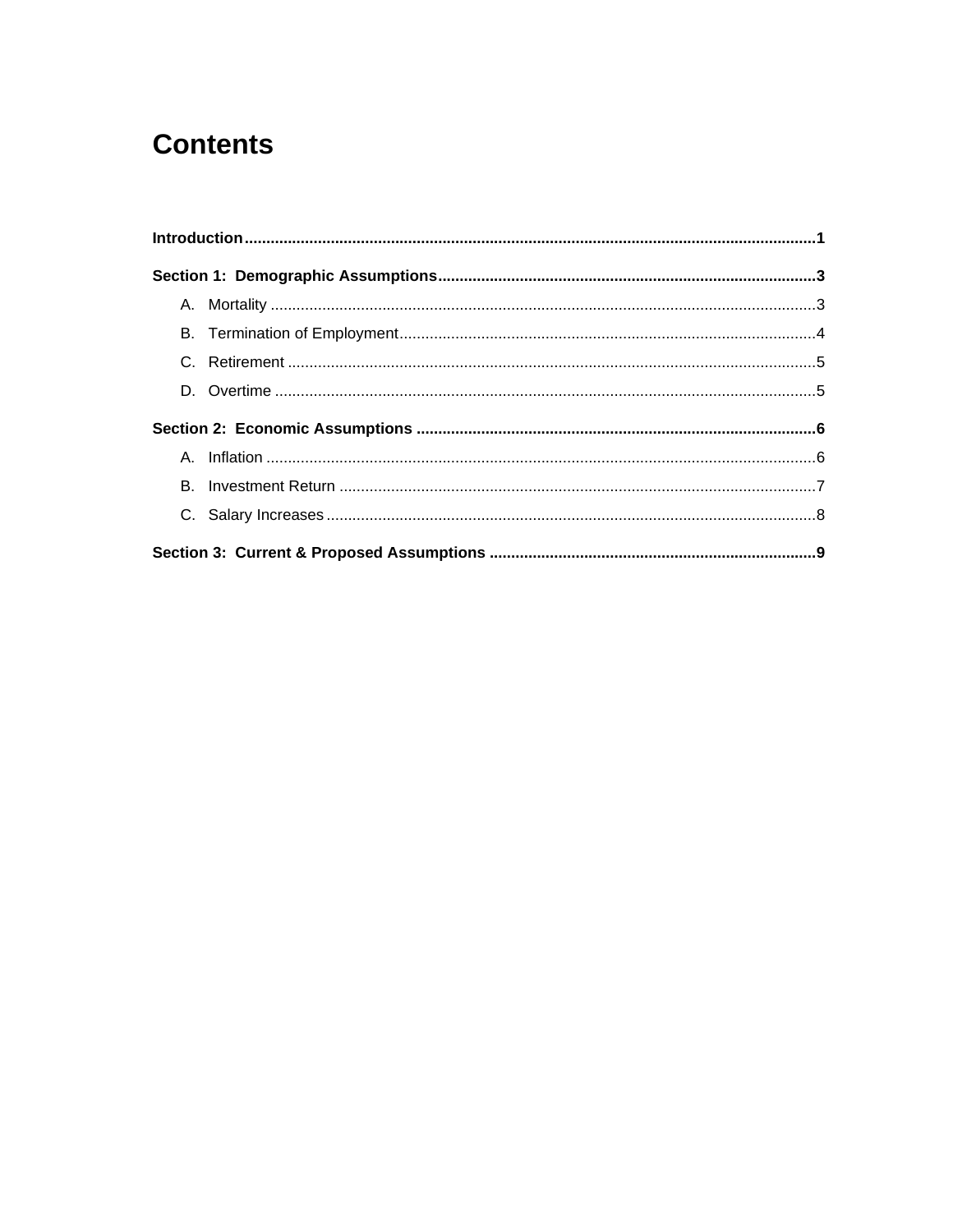# Contents

**Introduction** .......... **1**

**Section 1: Demographic Assumptions** .......... **3**

- A. Mortality .......... 3
- B. Termination of Employment .......... 4
- C. Retirement .......... 5
- D. Overtime .......... 5

**Section 2: Economic Assumptions** .......... **6**

- A. Inflation .......... 6
- B. Investment Return .......... 7
- C. Salary Increases .......... 8

**Section 3: Current & Proposed Assumptions** .......... **9**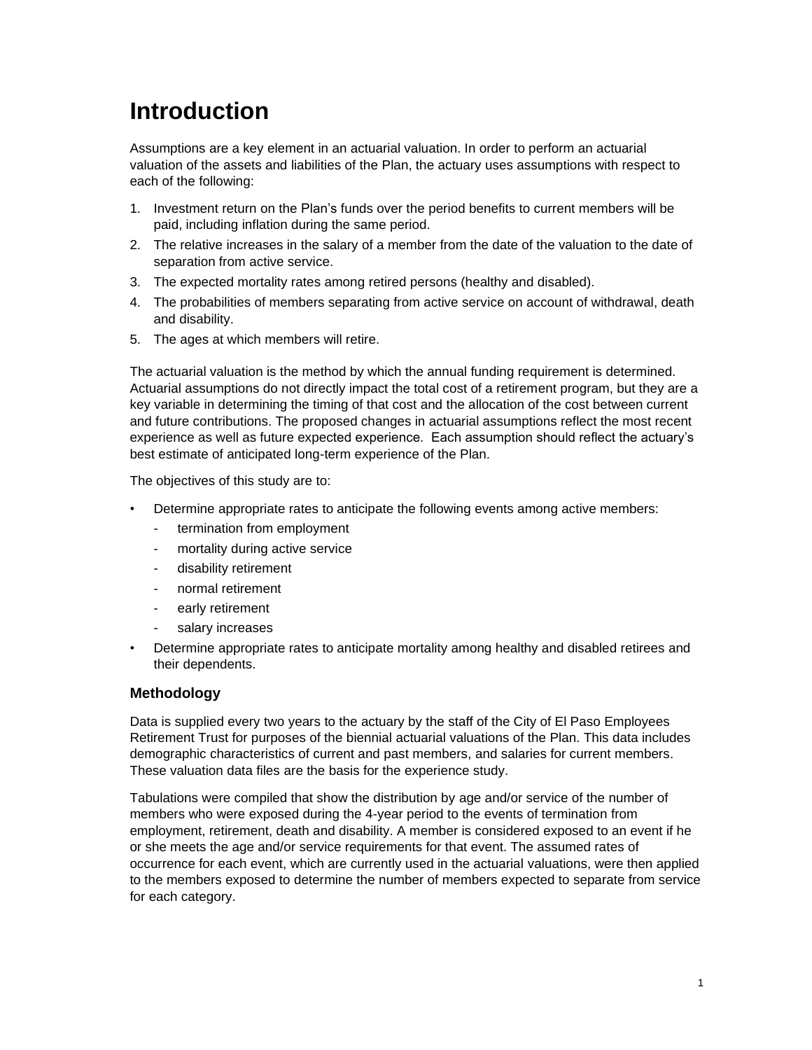# Introduction

Assumptions are a key element in an actuarial valuation. In order to perform an actuarial valuation of the assets and liabilities of the Plan, the actuary uses assumptions with respect to each of the following:

1. Investment return on the Plan's funds over the period benefits to current members will be paid, including inflation during the same period.
2. The relative increases in the salary of a member from the date of the valuation to the date of separation from active service.
3. The expected mortality rates among retired persons (healthy and disabled).
4. The probabilities of members separating from active service on account of withdrawal, death and disability.
5. The ages at which members will retire.

The actuarial valuation is the method by which the annual funding requirement is determined. Actuarial assumptions do not directly impact the total cost of a retirement program, but they are a key variable in determining the timing of that cost and the allocation of the cost between current and future contributions. The proposed changes in actuarial assumptions reflect the most recent experience as well as future expected experience. Each assumption should reflect the actuary's best estimate of anticipated long-term experience of the Plan.

The objectives of this study are to:

- Determine appropriate rates to anticipate the following events among active members:
  - termination from employment
  - mortality during active service
  - disability retirement
  - normal retirement
  - early retirement
  - salary increases
- Determine appropriate rates to anticipate mortality among healthy and disabled retirees and their dependents.

### Methodology

Data is supplied every two years to the actuary by the staff of the City of El Paso Employees Retirement Trust for purposes of the biennial actuarial valuations of the Plan. This data includes demographic characteristics of current and past members, and salaries for current members. These valuation data files are the basis for the experience study.

Tabulations were compiled that show the distribution by age and/or service of the number of members who were exposed during the 4-year period to the events of termination from employment, retirement, death and disability. A member is considered exposed to an event if he or she meets the age and/or service requirements for that event. The assumed rates of occurrence for each event, which are currently used in the actuarial valuations, were then applied to the members exposed to determine the number of members expected to separate from service for each category.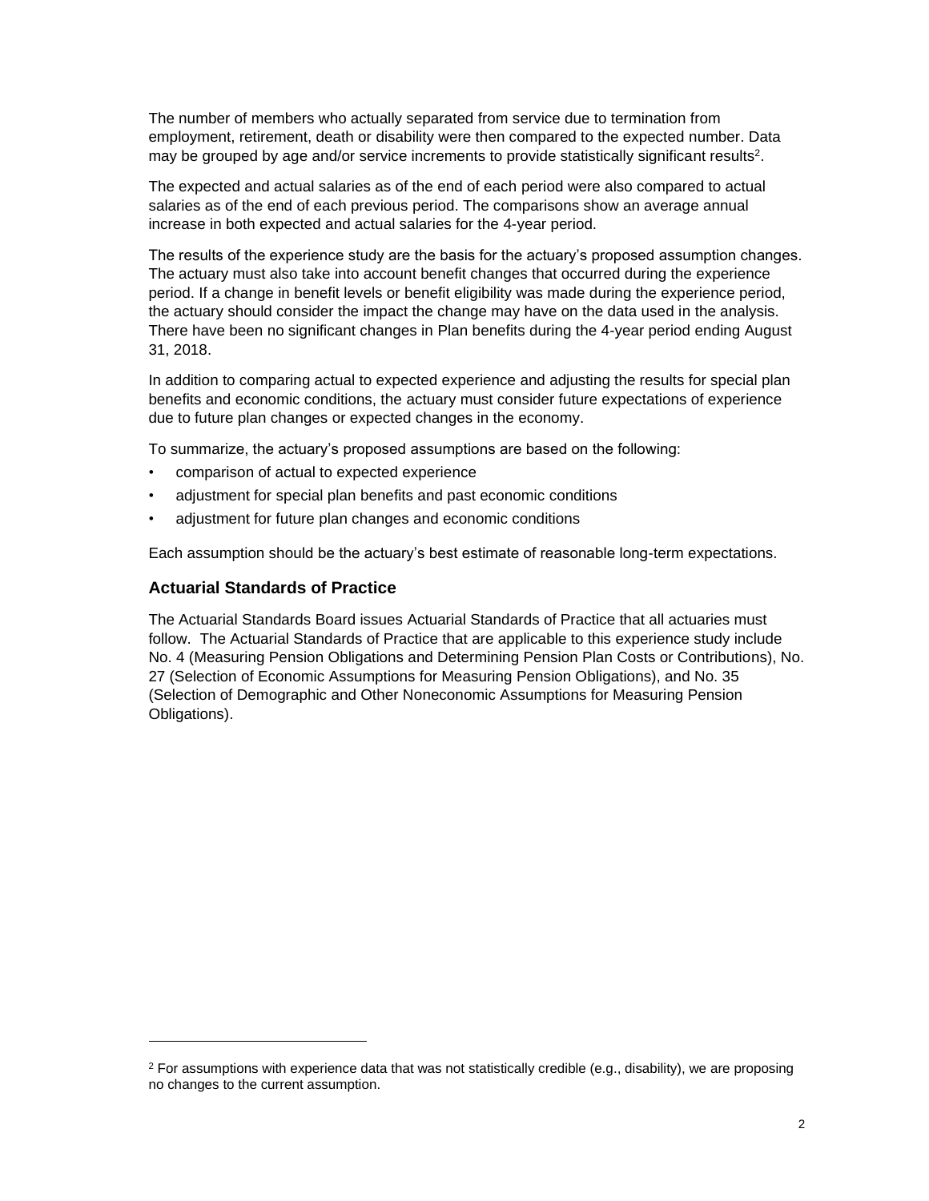The number of members who actually separated from service due to termination from employment, retirement, death or disability were then compared to the expected number. Data may be grouped by age and/or service increments to provide statistically significant results[2].

The expected and actual salaries as of the end of each period were also compared to actual salaries as of the end of each previous period. The comparisons show an average annual increase in both expected and actual salaries for the 4-year period.

The results of the experience study are the basis for the actuary's proposed assumption changes. The actuary must also take into account benefit changes that occurred during the experience period. If a change in benefit levels or benefit eligibility was made during the experience period, the actuary should consider the impact the change may have on the data used in the analysis. There have been no significant changes in Plan benefits during the 4-year period ending August 31, 2018.

In addition to comparing actual to expected experience and adjusting the results for special plan benefits and economic conditions, the actuary must consider future expectations of experience due to future plan changes or expected changes in the economy.

To summarize, the actuary's proposed assumptions are based on the following:

- comparison of actual to expected experience
- adjustment for special plan benefits and past economic conditions
- adjustment for future plan changes and economic conditions

Each assumption should be the actuary's best estimate of reasonable long-term expectations.

### Actuarial Standards of Practice

The Actuarial Standards Board issues Actuarial Standards of Practice that all actuaries must follow. The Actuarial Standards of Practice that are applicable to this experience study include No. 4 (Measuring Pension Obligations and Determining Pension Plan Costs or Contributions), No. 27 (Selection of Economic Assumptions for Measuring Pension Obligations), and No. 35 (Selection of Demographic and Other Noneconomic Assumptions for Measuring Pension Obligations).

---

[2] For assumptions with experience data that was not statistically credible (e.g., disability), we are proposing no changes to the current assumption.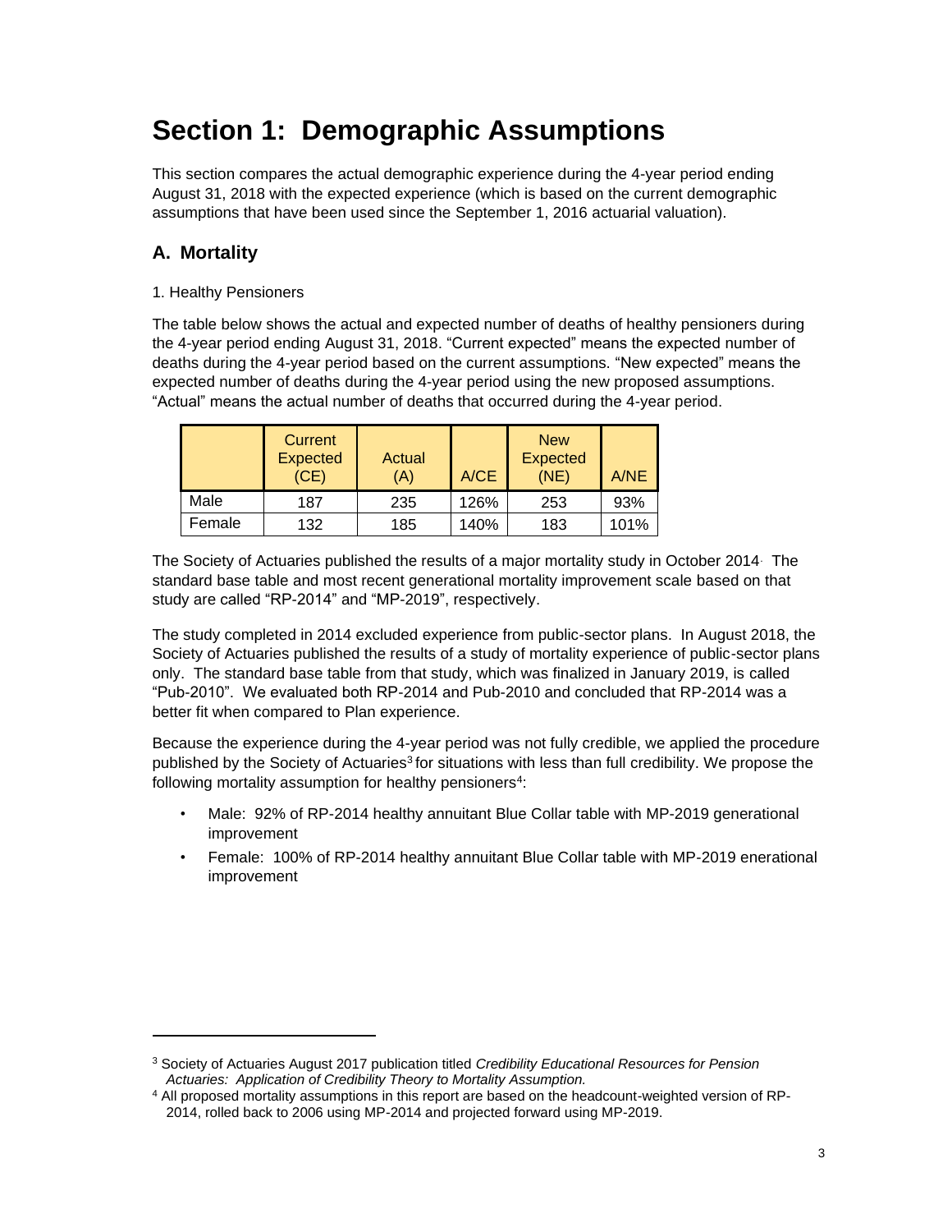# Section 1: Demographic Assumptions

This section compares the actual demographic experience during the 4-year period ending August 31, 2018 with the expected experience (which is based on the current demographic assumptions that have been used since the September 1, 2016 actuarial valuation).

## A. Mortality

1. Healthy Pensioners

The table below shows the actual and expected number of deaths of healthy pensioners during the 4-year period ending August 31, 2018. "Current expected" means the expected number of deaths during the 4-year period based on the current assumptions. "New expected" means the expected number of deaths during the 4-year period using the new proposed assumptions. "Actual" means the actual number of deaths that occurred during the 4-year period.

| | Current Expected (CE) | Actual (A) | A/CE | New Expected (NE) | A/NE |
|---|---|---|---|---|---|
| Male | 187 | 235 | 126% | 253 | 93% |
| Female | 132 | 185 | 140% | 183 | 101% |

The Society of Actuaries published the results of a major mortality study in October 2014. The standard base table and most recent generational mortality improvement scale based on that study are called "RP-2014" and "MP-2019", respectively.

The study completed in 2014 excluded experience from public-sector plans. In August 2018, the Society of Actuaries published the results of a study of mortality experience of public-sector plans only. The standard base table from that study, which was finalized in January 2019, is called "Pub-2010". We evaluated both RP-2014 and Pub-2010 and concluded that RP-2014 was a better fit when compared to Plan experience.

Because the experience during the 4-year period was not fully credible, we applied the procedure published by the Society of Actuaries[3] for situations with less than full credibility. We propose the following mortality assumption for healthy pensioners[4]:

- Male: 92% of RP-2014 healthy annuitant Blue Collar table with MP-2019 generational improvement
- Female: 100% of RP-2014 healthy annuitant Blue Collar table with MP-2019 enerational improvement

[3] Society of Actuaries August 2017 publication titled *Credibility Educational Resources for Pension Actuaries: Application of Credibility Theory to Mortality Assumption.*

[4] All proposed mortality assumptions in this report are based on the headcount-weighted version of RP-2014, rolled back to 2006 using MP-2014 and projected forward using MP-2019.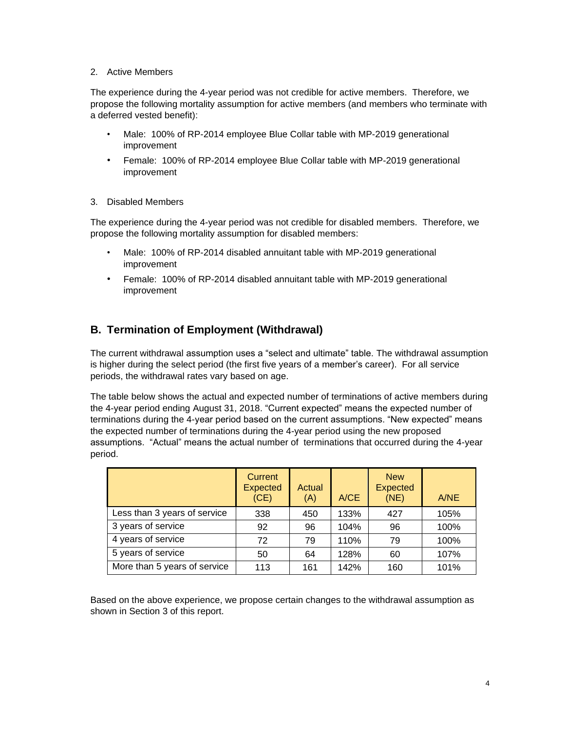2. Active Members

The experience during the 4-year period was not credible for active members. Therefore, we propose the following mortality assumption for active members (and members who terminate with a deferred vested benefit):

- Male: 100% of RP-2014 employee Blue Collar table with MP-2019 generational improvement
- Female: 100% of RP-2014 employee Blue Collar table with MP-2019 generational improvement

3. Disabled Members

The experience during the 4-year period was not credible for disabled members. Therefore, we propose the following mortality assumption for disabled members:

- Male: 100% of RP-2014 disabled annuitant table with MP-2019 generational improvement
- Female: 100% of RP-2014 disabled annuitant table with MP-2019 generational improvement

## B. Termination of Employment (Withdrawal)

The current withdrawal assumption uses a "select and ultimate" table. The withdrawal assumption is higher during the select period (the first five years of a member's career). For all service periods, the withdrawal rates vary based on age.

The table below shows the actual and expected number of terminations of active members during the 4-year period ending August 31, 2018. "Current expected" means the expected number of terminations during the 4-year period based on the current assumptions. "New expected" means the expected number of terminations during the 4-year period using the new proposed assumptions. "Actual" means the actual number of terminations that occurred during the 4-year period.

| | Current Expected (CE) | Actual (A) | A/CE | New Expected (NE) | A/NE |
|---|---|---|---|---|---|
| Less than 3 years of service | 338 | 450 | 133% | 427 | 105% |
| 3 years of service | 92 | 96 | 104% | 96 | 100% |
| 4 years of service | 72 | 79 | 110% | 79 | 100% |
| 5 years of service | 50 | 64 | 128% | 60 | 107% |
| More than 5 years of service | 113 | 161 | 142% | 160 | 101% |

Based on the above experience, we propose certain changes to the withdrawal assumption as shown in Section 3 of this report.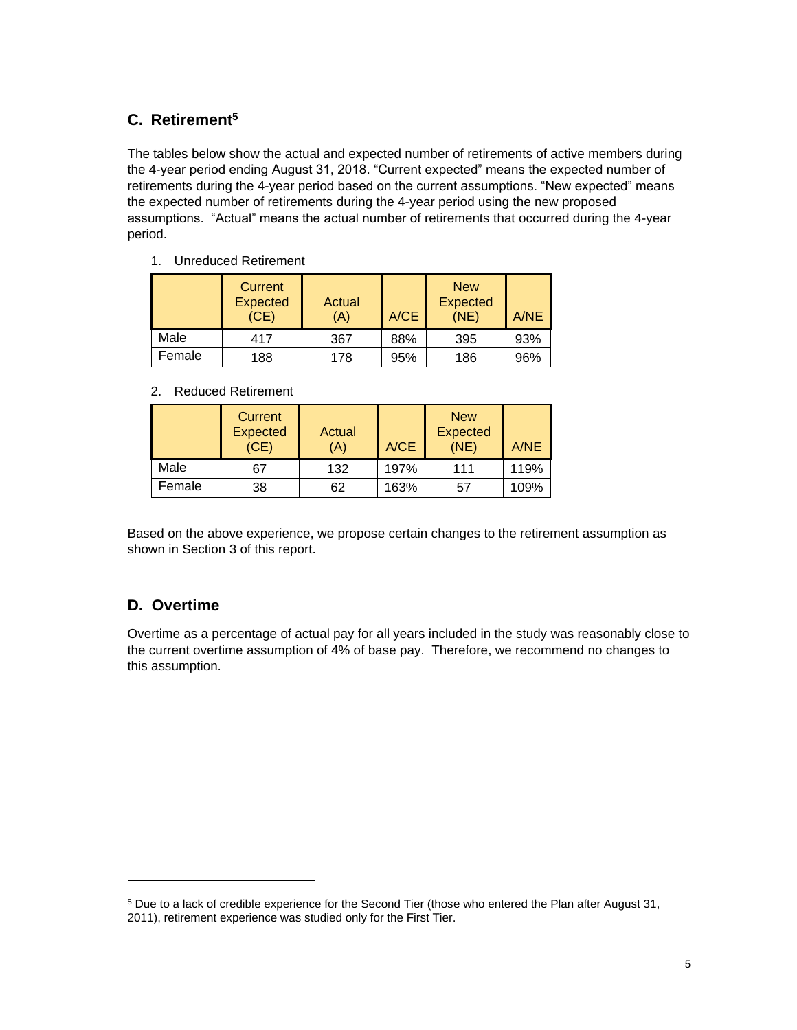## C. Retirement[5]

The tables below show the actual and expected number of retirements of active members during the 4-year period ending August 31, 2018. "Current expected" means the expected number of retirements during the 4-year period based on the current assumptions. "New expected" means the expected number of retirements during the 4-year period using the new proposed assumptions. "Actual" means the actual number of retirements that occurred during the 4-year period.

1. Unreduced Retirement

| | Current Expected (CE) | Actual (A) | A/CE | New Expected (NE) | A/NE |
|---|---|---|---|---|---|
| Male | 417 | 367 | 88% | 395 | 93% |
| Female | 188 | 178 | 95% | 186 | 96% |

2. Reduced Retirement

| | Current Expected (CE) | Actual (A) | A/CE | New Expected (NE) | A/NE |
|---|---|---|---|---|---|
| Male | 67 | 132 | 197% | 111 | 119% |
| Female | 38 | 62 | 163% | 57 | 109% |

Based on the above experience, we propose certain changes to the retirement assumption as shown in Section 3 of this report.

## D. Overtime

Overtime as a percentage of actual pay for all years included in the study was reasonably close to the current overtime assumption of 4% of base pay. Therefore, we recommend no changes to this assumption.

---

[5] Due to a lack of credible experience for the Second Tier (those who entered the Plan after August 31, 2011), retirement experience was studied only for the First Tier.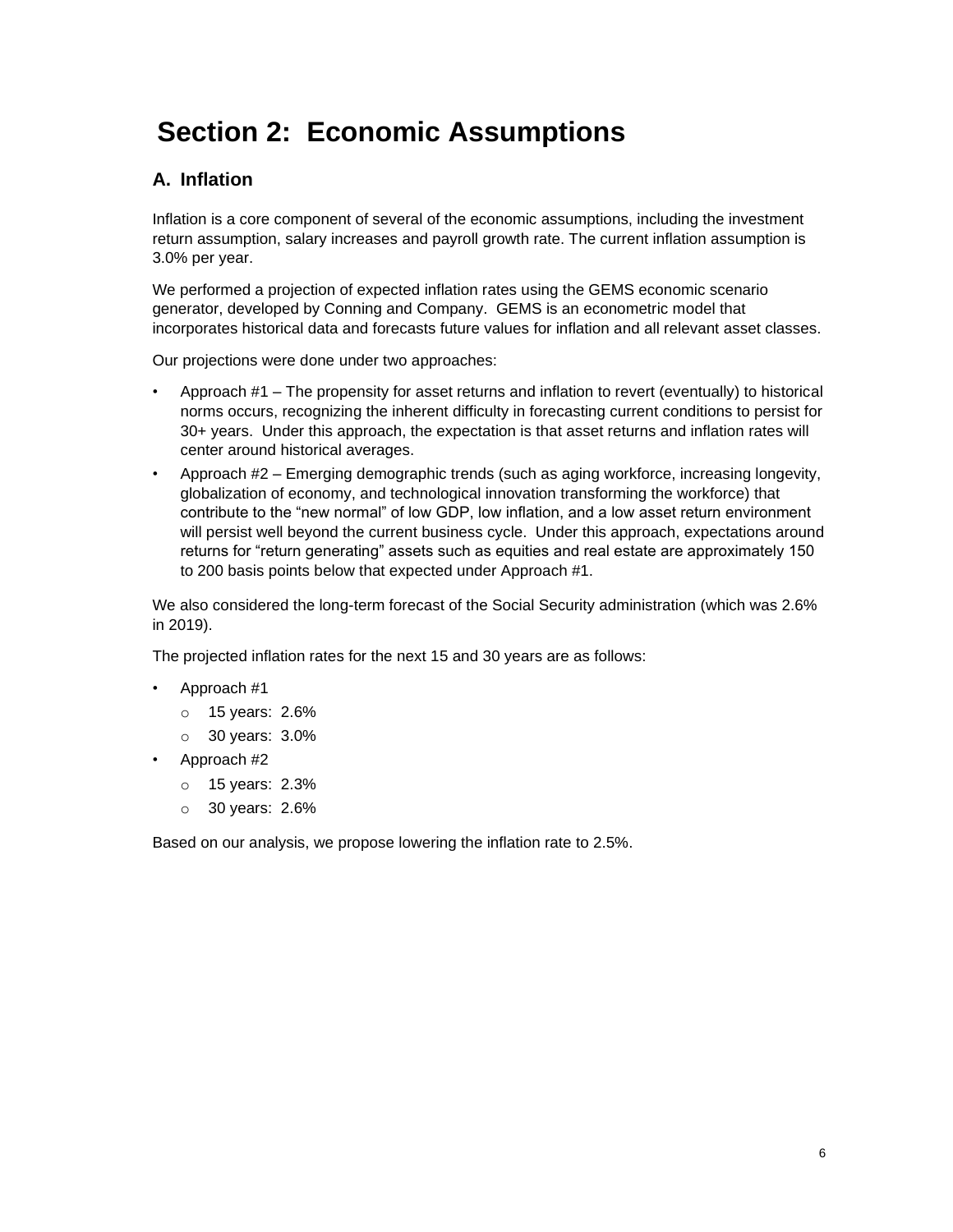# Section 2: Economic Assumptions

## A. Inflation

Inflation is a core component of several of the economic assumptions, including the investment return assumption, salary increases and payroll growth rate. The current inflation assumption is 3.0% per year.

We performed a projection of expected inflation rates using the GEMS economic scenario generator, developed by Conning and Company. GEMS is an econometric model that incorporates historical data and forecasts future values for inflation and all relevant asset classes.

Our projections were done under two approaches:

- Approach #1 – The propensity for asset returns and inflation to revert (eventually) to historical norms occurs, recognizing the inherent difficulty in forecasting current conditions to persist for 30+ years. Under this approach, the expectation is that asset returns and inflation rates will center around historical averages.
- Approach #2 – Emerging demographic trends (such as aging workforce, increasing longevity, globalization of economy, and technological innovation transforming the workforce) that contribute to the "new normal" of low GDP, low inflation, and a low asset return environment will persist well beyond the current business cycle. Under this approach, expectations around returns for "return generating" assets such as equities and real estate are approximately 150 to 200 basis points below that expected under Approach #1.

We also considered the long-term forecast of the Social Security administration (which was 2.6% in 2019).

The projected inflation rates for the next 15 and 30 years are as follows:

- Approach #1
  - 15 years: 2.6%
  - 30 years: 3.0%
- Approach #2
  - 15 years: 2.3%
  - 30 years: 2.6%

Based on our analysis, we propose lowering the inflation rate to 2.5%.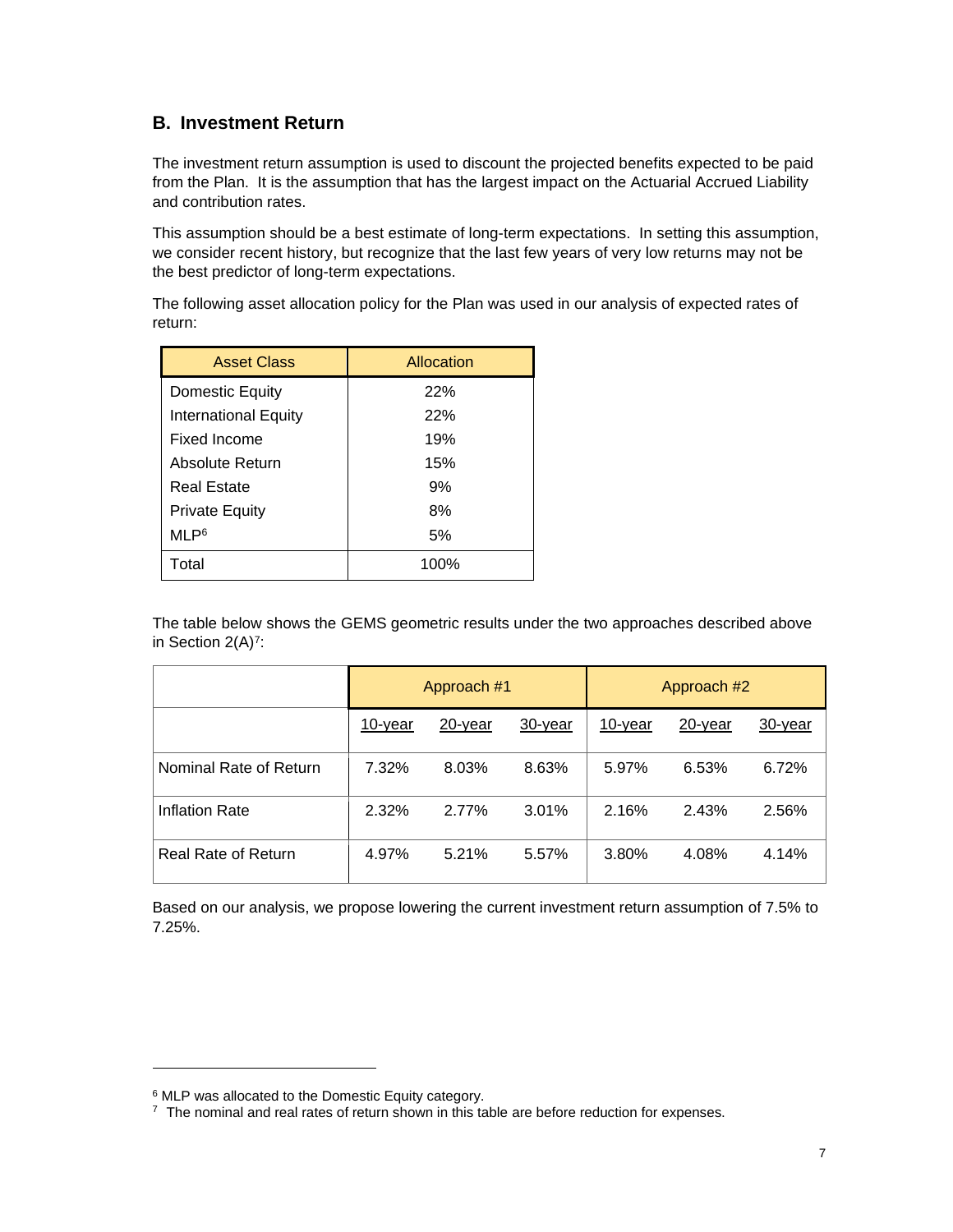## B. Investment Return

The investment return assumption is used to discount the projected benefits expected to be paid from the Plan. It is the assumption that has the largest impact on the Actuarial Accrued Liability and contribution rates.

This assumption should be a best estimate of long-term expectations. In setting this assumption, we consider recent history, but recognize that the last few years of very low returns may not be the best predictor of long-term expectations.

The following asset allocation policy for the Plan was used in our analysis of expected rates of return:

| Asset Class | Allocation |
|---|---|
| Domestic Equity | 22% |
| International Equity | 22% |
| Fixed Income | 19% |
| Absolute Return | 15% |
| Real Estate | 9% |
| Private Equity | 8% |
| MLP[6] | 5% |
| Total | 100% |

The table below shows the GEMS geometric results under the two approaches described above in Section 2(A)[7]:

| | Approach #1 | | | Approach #2 | | |
|---|---|---|---|---|---|---|
| | 10-year | 20-year | 30-year | 10-year | 20-year | 30-year |
| Nominal Rate of Return | 7.32% | 8.03% | 8.63% | 5.97% | 6.53% | 6.72% |
| Inflation Rate | 2.32% | 2.77% | 3.01% | 2.16% | 2.43% | 2.56% |
| Real Rate of Return | 4.97% | 5.21% | 5.57% | 3.80% | 4.08% | 4.14% |

Based on our analysis, we propose lowering the current investment return assumption of 7.5% to 7.25%.

---

[6] MLP was allocated to the Domestic Equity category.

[7] The nominal and real rates of return shown in this table are before reduction for expenses.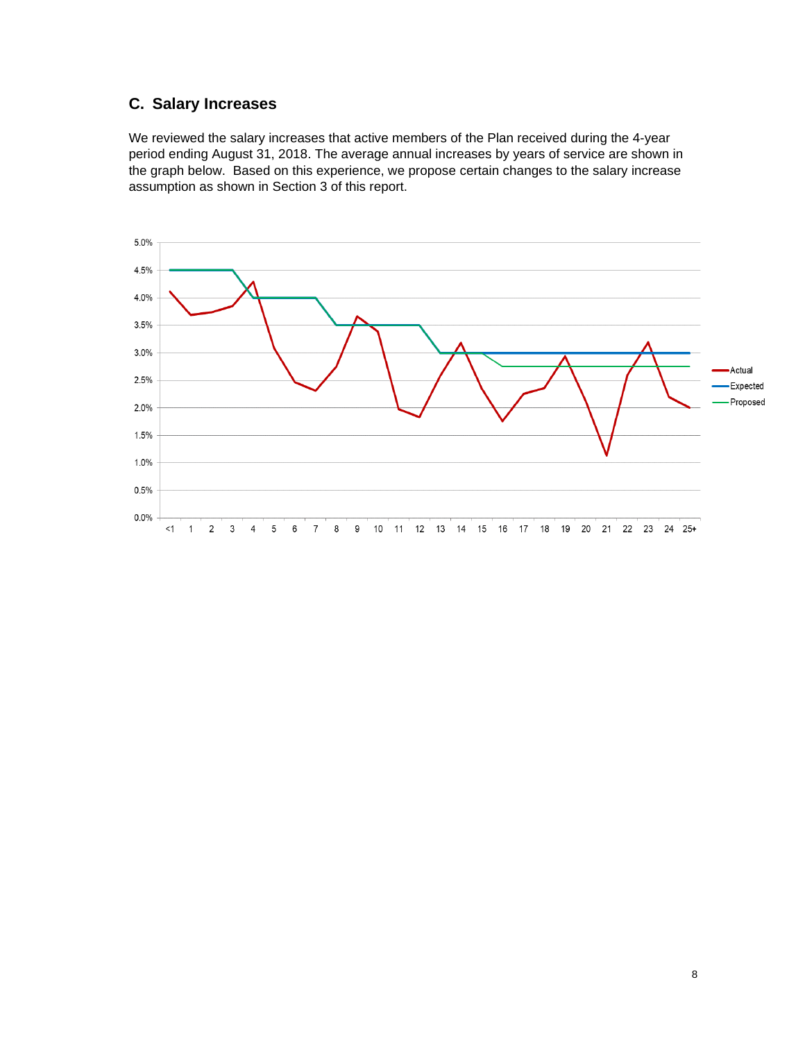## C. Salary Increases

We reviewed the salary increases that active members of the Plan received during the 4-year period ending August 31, 2018. The average annual increases by years of service are shown in the graph below. Based on this experience, we propose certain changes to the salary increase assumption as shown in Section 3 of this report.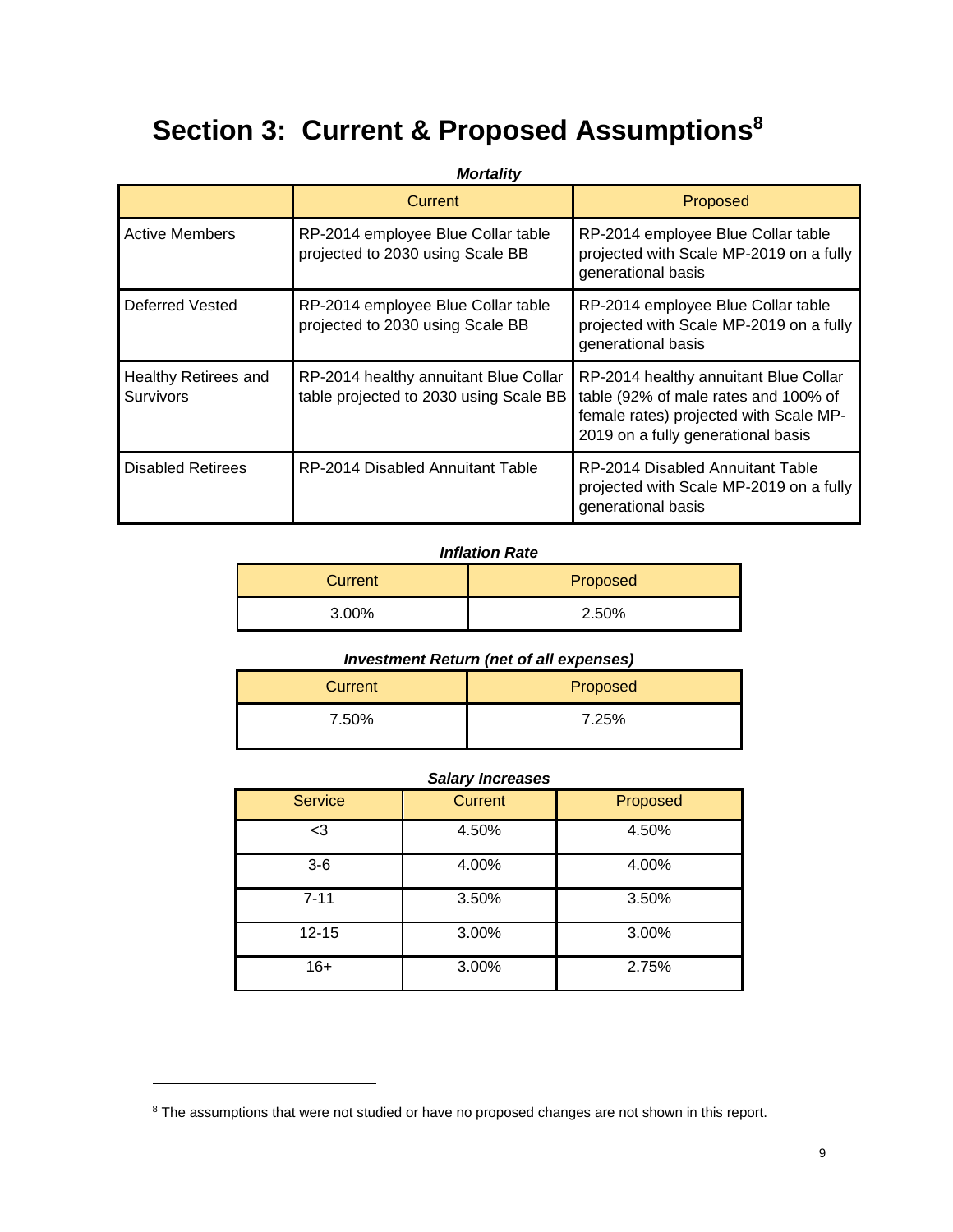# Section 3: Current & Proposed Assumptions[8]

***Mortality***

| | Current | Proposed |
|---|---|---|
| Active Members | RP-2014 employee Blue Collar table projected to 2030 using Scale BB | RP-2014 employee Blue Collar table projected with Scale MP-2019 on a fully generational basis |
| Deferred Vested | RP-2014 employee Blue Collar table projected to 2030 using Scale BB | RP-2014 employee Blue Collar table projected with Scale MP-2019 on a fully generational basis |
| Healthy Retirees and Survivors | RP-2014 healthy annuitant Blue Collar table projected to 2030 using Scale BB | RP-2014 healthy annuitant Blue Collar table (92% of male rates and 100% of female rates) projected with Scale MP-2019 on a fully generational basis |
| Disabled Retirees | RP-2014 Disabled Annuitant Table | RP-2014 Disabled Annuitant Table projected with Scale MP-2019 on a fully generational basis |

***Inflation Rate***

| Current | Proposed |
|---|---|
| 3.00% | 2.50% |

***Investment Return (net of all expenses)***

| Current | Proposed |
|---|---|
| 7.50% | 7.25% |

***Salary Increases***

| Service | Current | Proposed |
|---|---|---|
| <3 | 4.50% | 4.50% |
| 3-6 | 4.00% | 4.00% |
| 7-11 | 3.50% | 3.50% |
| 12-15 | 3.00% | 3.00% |
| 16+ | 3.00% | 2.75% |

[8] The assumptions that were not studied or have no proposed changes are not shown in this report.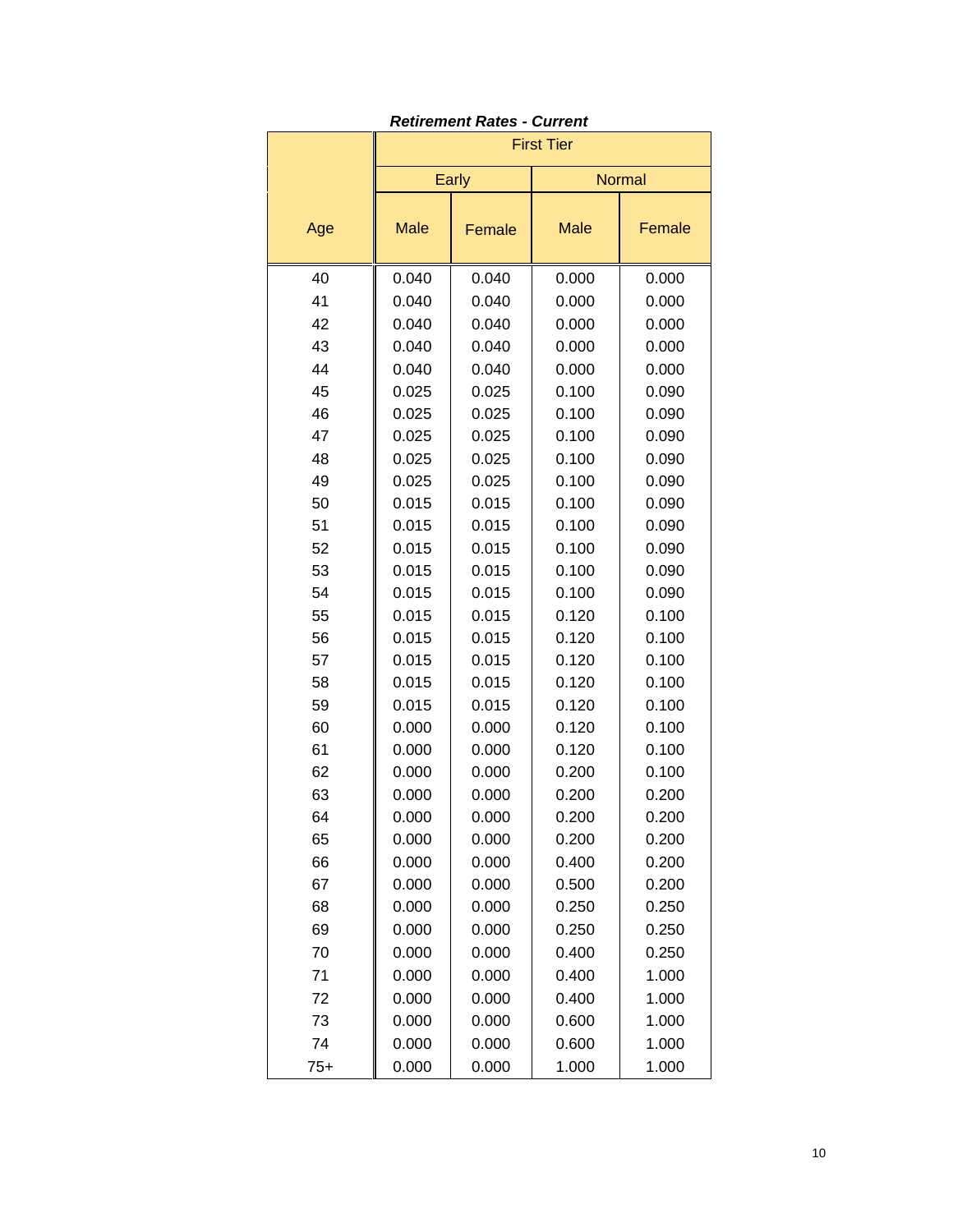***Retirement Rates - Current***

| Age | First Tier | | | |
|---|---|---|---|---|
| | Early | | Normal | |
| | Male | Female | Male | Female |
| 40 | 0.040 | 0.040 | 0.000 | 0.000 |
| 41 | 0.040 | 0.040 | 0.000 | 0.000 |
| 42 | 0.040 | 0.040 | 0.000 | 0.000 |
| 43 | 0.040 | 0.040 | 0.000 | 0.000 |
| 44 | 0.040 | 0.040 | 0.000 | 0.000 |
| 45 | 0.025 | 0.025 | 0.100 | 0.090 |
| 46 | 0.025 | 0.025 | 0.100 | 0.090 |
| 47 | 0.025 | 0.025 | 0.100 | 0.090 |
| 48 | 0.025 | 0.025 | 0.100 | 0.090 |
| 49 | 0.025 | 0.025 | 0.100 | 0.090 |
| 50 | 0.015 | 0.015 | 0.100 | 0.090 |
| 51 | 0.015 | 0.015 | 0.100 | 0.090 |
| 52 | 0.015 | 0.015 | 0.100 | 0.090 |
| 53 | 0.015 | 0.015 | 0.100 | 0.090 |
| 54 | 0.015 | 0.015 | 0.100 | 0.090 |
| 55 | 0.015 | 0.015 | 0.120 | 0.100 |
| 56 | 0.015 | 0.015 | 0.120 | 0.100 |
| 57 | 0.015 | 0.015 | 0.120 | 0.100 |
| 58 | 0.015 | 0.015 | 0.120 | 0.100 |
| 59 | 0.015 | 0.015 | 0.120 | 0.100 |
| 60 | 0.000 | 0.000 | 0.120 | 0.100 |
| 61 | 0.000 | 0.000 | 0.120 | 0.100 |
| 62 | 0.000 | 0.000 | 0.200 | 0.100 |
| 63 | 0.000 | 0.000 | 0.200 | 0.200 |
| 64 | 0.000 | 0.000 | 0.200 | 0.200 |
| 65 | 0.000 | 0.000 | 0.200 | 0.200 |
| 66 | 0.000 | 0.000 | 0.400 | 0.200 |
| 67 | 0.000 | 0.000 | 0.500 | 0.200 |
| 68 | 0.000 | 0.000 | 0.250 | 0.250 |
| 69 | 0.000 | 0.000 | 0.250 | 0.250 |
| 70 | 0.000 | 0.000 | 0.400 | 0.250 |
| 71 | 0.000 | 0.000 | 0.400 | 1.000 |
| 72 | 0.000 | 0.000 | 0.400 | 1.000 |
| 73 | 0.000 | 0.000 | 0.600 | 1.000 |
| 74 | 0.000 | 0.000 | 0.600 | 1.000 |
| 75+ | 0.000 | 0.000 | 1.000 | 1.000 |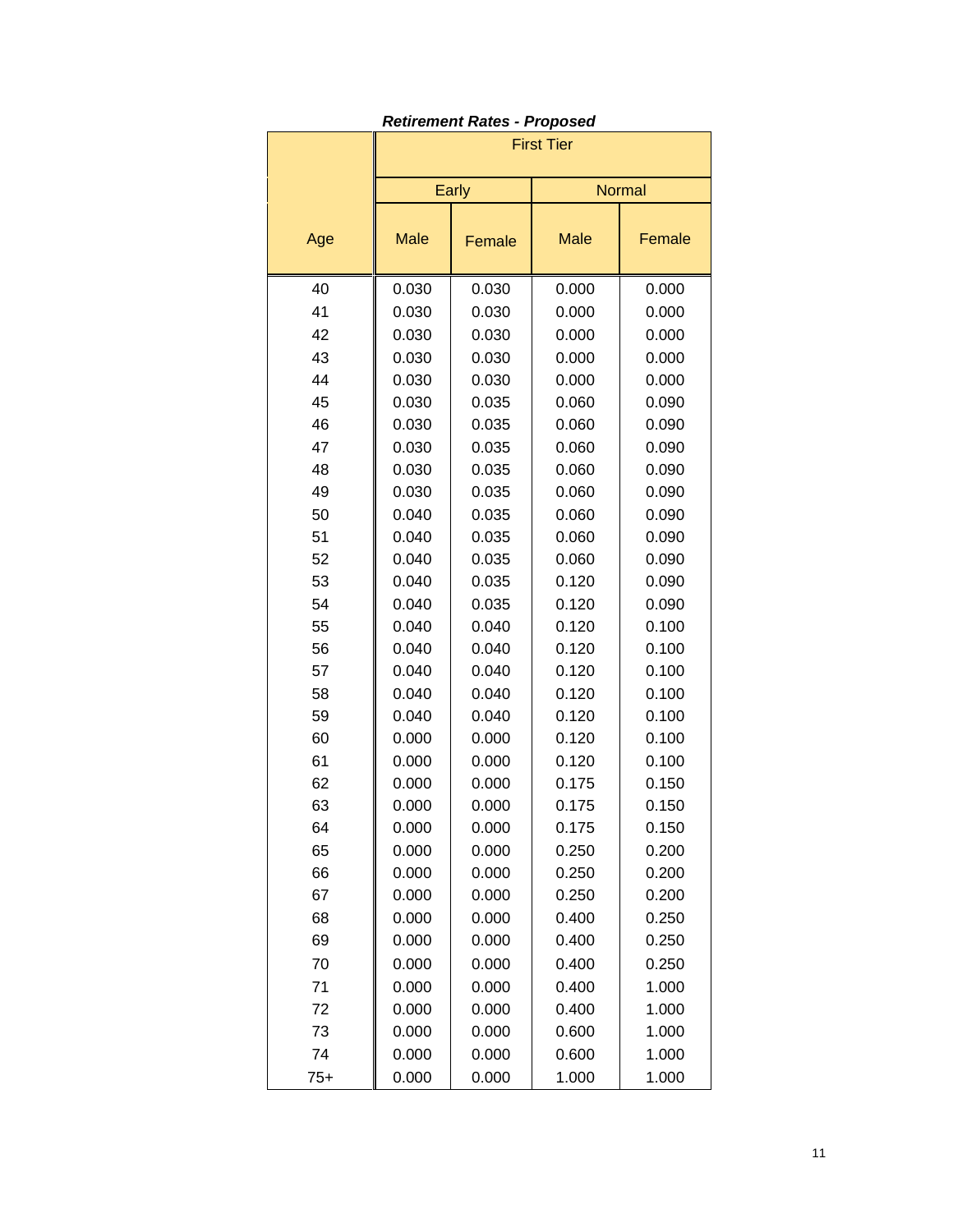***Retirement Rates - Proposed***

| Age | First Tier | | | |
|---|---|---|---|---|
| | Early | | Normal | |
| | Male | Female | Male | Female |
| 40 | 0.030 | 0.030 | 0.000 | 0.000 |
| 41 | 0.030 | 0.030 | 0.000 | 0.000 |
| 42 | 0.030 | 0.030 | 0.000 | 0.000 |
| 43 | 0.030 | 0.030 | 0.000 | 0.000 |
| 44 | 0.030 | 0.030 | 0.000 | 0.000 |
| 45 | 0.030 | 0.035 | 0.060 | 0.090 |
| 46 | 0.030 | 0.035 | 0.060 | 0.090 |
| 47 | 0.030 | 0.035 | 0.060 | 0.090 |
| 48 | 0.030 | 0.035 | 0.060 | 0.090 |
| 49 | 0.030 | 0.035 | 0.060 | 0.090 |
| 50 | 0.040 | 0.035 | 0.060 | 0.090 |
| 51 | 0.040 | 0.035 | 0.060 | 0.090 |
| 52 | 0.040 | 0.035 | 0.060 | 0.090 |
| 53 | 0.040 | 0.035 | 0.120 | 0.090 |
| 54 | 0.040 | 0.035 | 0.120 | 0.090 |
| 55 | 0.040 | 0.040 | 0.120 | 0.100 |
| 56 | 0.040 | 0.040 | 0.120 | 0.100 |
| 57 | 0.040 | 0.040 | 0.120 | 0.100 |
| 58 | 0.040 | 0.040 | 0.120 | 0.100 |
| 59 | 0.040 | 0.040 | 0.120 | 0.100 |
| 60 | 0.000 | 0.000 | 0.120 | 0.100 |
| 61 | 0.000 | 0.000 | 0.120 | 0.100 |
| 62 | 0.000 | 0.000 | 0.175 | 0.150 |
| 63 | 0.000 | 0.000 | 0.175 | 0.150 |
| 64 | 0.000 | 0.000 | 0.175 | 0.150 |
| 65 | 0.000 | 0.000 | 0.250 | 0.200 |
| 66 | 0.000 | 0.000 | 0.250 | 0.200 |
| 67 | 0.000 | 0.000 | 0.250 | 0.200 |
| 68 | 0.000 | 0.000 | 0.400 | 0.250 |
| 69 | 0.000 | 0.000 | 0.400 | 0.250 |
| 70 | 0.000 | 0.000 | 0.400 | 0.250 |
| 71 | 0.000 | 0.000 | 0.400 | 1.000 |
| 72 | 0.000 | 0.000 | 0.400 | 1.000 |
| 73 | 0.000 | 0.000 | 0.600 | 1.000 |
| 74 | 0.000 | 0.000 | 0.600 | 1.000 |
| 75+ | 0.000 | 0.000 | 1.000 | 1.000 |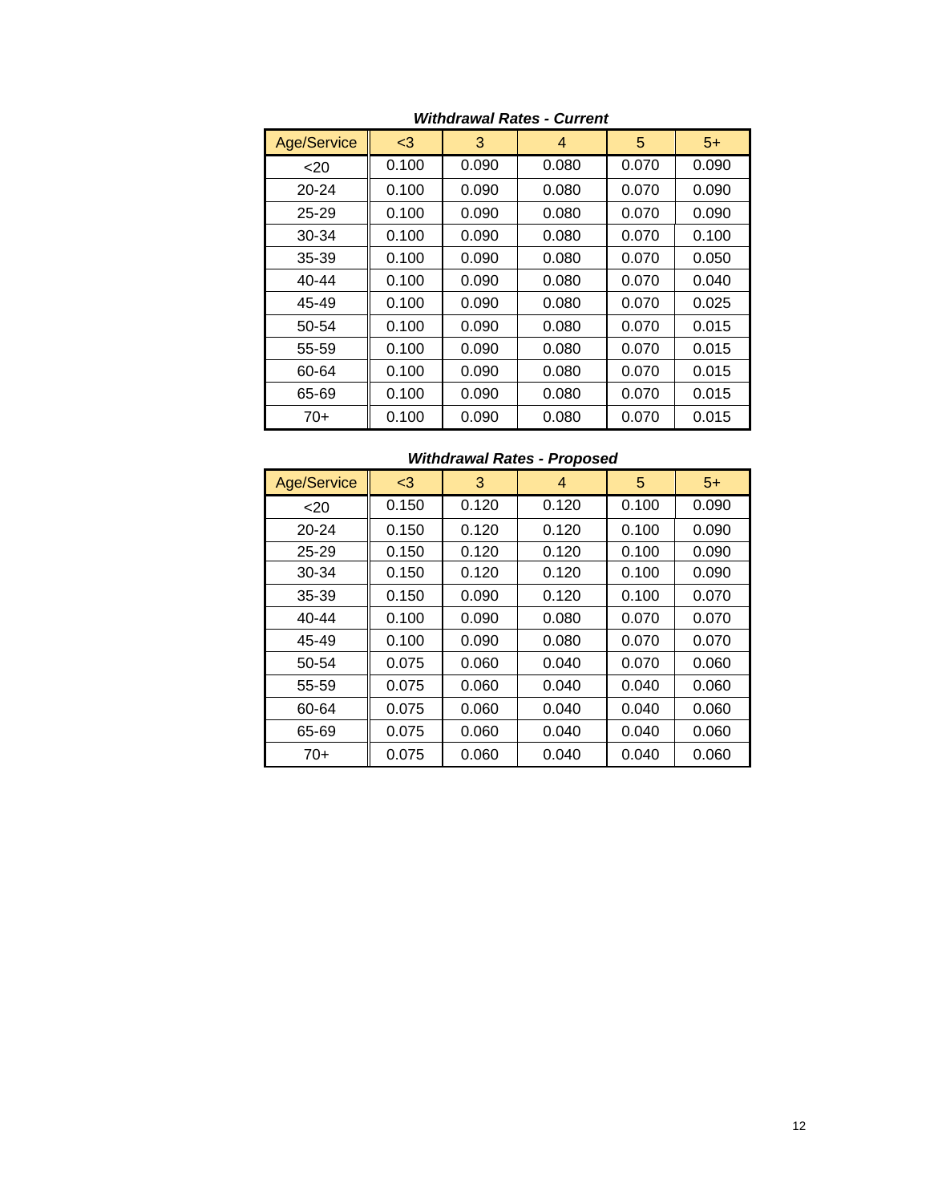***Withdrawal Rates - Current***

| Age/Service | <3 | 3 | 4 | 5 | 5+ |
|---|---|---|---|---|---|
| <20 | 0.100 | 0.090 | 0.080 | 0.070 | 0.090 |
| 20-24 | 0.100 | 0.090 | 0.080 | 0.070 | 0.090 |
| 25-29 | 0.100 | 0.090 | 0.080 | 0.070 | 0.090 |
| 30-34 | 0.100 | 0.090 | 0.080 | 0.070 | 0.100 |
| 35-39 | 0.100 | 0.090 | 0.080 | 0.070 | 0.050 |
| 40-44 | 0.100 | 0.090 | 0.080 | 0.070 | 0.040 |
| 45-49 | 0.100 | 0.090 | 0.080 | 0.070 | 0.025 |
| 50-54 | 0.100 | 0.090 | 0.080 | 0.070 | 0.015 |
| 55-59 | 0.100 | 0.090 | 0.080 | 0.070 | 0.015 |
| 60-64 | 0.100 | 0.090 | 0.080 | 0.070 | 0.015 |
| 65-69 | 0.100 | 0.090 | 0.080 | 0.070 | 0.015 |
| 70+ | 0.100 | 0.090 | 0.080 | 0.070 | 0.015 |

***Withdrawal Rates - Proposed***

| Age/Service | <3 | 3 | 4 | 5 | 5+ |
|---|---|---|---|---|---|
| <20 | 0.150 | 0.120 | 0.120 | 0.100 | 0.090 |
| 20-24 | 0.150 | 0.120 | 0.120 | 0.100 | 0.090 |
| 25-29 | 0.150 | 0.120 | 0.120 | 0.100 | 0.090 |
| 30-34 | 0.150 | 0.120 | 0.120 | 0.100 | 0.090 |
| 35-39 | 0.150 | 0.090 | 0.120 | 0.100 | 0.070 |
| 40-44 | 0.100 | 0.090 | 0.080 | 0.070 | 0.070 |
| 45-49 | 0.100 | 0.090 | 0.080 | 0.070 | 0.070 |
| 50-54 | 0.075 | 0.060 | 0.040 | 0.070 | 0.060 |
| 55-59 | 0.075 | 0.060 | 0.040 | 0.040 | 0.060 |
| 60-64 | 0.075 | 0.060 | 0.040 | 0.040 | 0.060 |
| 65-69 | 0.075 | 0.060 | 0.040 | 0.040 | 0.060 |
| 70+ | 0.075 | 0.060 | 0.040 | 0.040 | 0.060 |